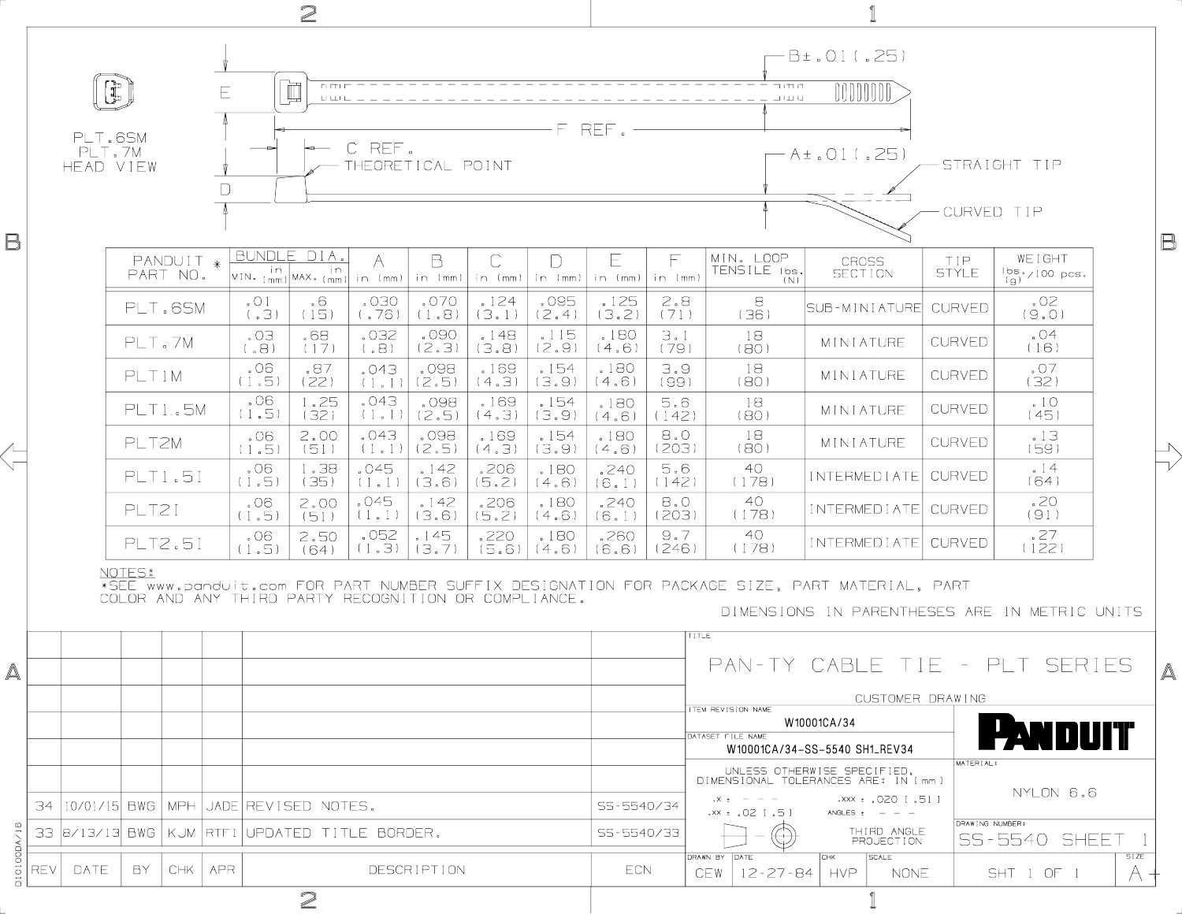# PAN-TY CABLE TIE - PLT SERIES

CUSTOMER DRAWING

PLT.6SM
PLT.7M
HEAD VIEW

E

D

C REF.
THEORETICAL POINT

F REF.

B±.01(.25)

A±.01(.25)

STRAIGHT TIP

CURVED TIP

| PANDUIT * PART NO. | BUNDLE DIA. | | A | B | C | D | E | F | MIN. LOOP TENSILE lbs. (N) | CROSS SECTION | TIP STYLE | WEIGHT lbs./100 pcs. (g) |
|---|---|---|---|---|---|---|---|---|---|---|---|---|
| | MIN. in (mm) | MAX. in (mm) | in (mm) | in (mm) | in (mm) | in (mm) | in (mm) | in (mm) | | | | |
| PLT.6SM | .01 (.3) | .6 (15) | .030 (.76) | .070 (1.8) | .124 (3.1) | .095 (2.4) | .125 (3.2) | 2.8 (71) | 8 (36) | SUB-MINIATURE | CURVED | .02 (9.0) |
| PLT.7M | .03 (.8) | .68 (17) | .032 (.8) | .090 (2.3) | .148 (3.8) | .115 (2.9) | .180 (4.6) | 3.1 (79) | 18 (80) | MINIATURE | CURVED | .04 (16) |
| PLT1M | .06 (1.5) | .87 (22) | .043 (1.1) | .098 (2.5) | .169 (4.3) | .154 (3.9) | .180 (4.6) | 3.9 (99) | 18 (80) | MINIATURE | CURVED | .07 (32) |
| PLT1.5M | .06 (1.5) | 1.25 (32) | .043 (1.1) | .098 (2.5) | .169 (4.3) | .154 (3.9) | .180 (4.6) | 5.6 (142) | 18 (80) | MINIATURE | CURVED | .10 (45) |
| PLT2M | .06 (1.5) | 2.00 (51) | .043 (1.1) | .098 (2.5) | .169 (4.3) | .154 (3.9) | .180 (4.6) | 8.0 (203) | 18 (80) | MINIATURE | CURVED | .13 (59) |
| PLT1.5I | .06 (1.5) | 1.38 (35) | .045 (1.1) | .142 (3.6) | .206 (5.2) | .180 (4.6) | .240 (6.1) | 5.6 (142) | 40 (178) | INTERMEDIATE | CURVED | .14 (64) |
| PLT2I | .06 (1.5) | 2.00 (51) | .045 (1.1) | .142 (3.6) | .206 (5.2) | .180 (4.6) | .240 (6.1) | 8.0 (203) | 40 (178) | INTERMEDIATE | CURVED | .20 (91) |
| PLT2.5I | .06 (1.5) | 2.50 (64) | .052 (1.3) | .145 (3.7) | .220 (5.6) | .180 (4.6) | .260 (6.6) | 9.7 (246) | 40 (178) | INTERMEDIATE | CURVED | .27 (122) |

NOTES:
*SEE www.panduit.com FOR PART NUMBER SUFFIX DESIGNATION FOR PACKAGE SIZE, PART MATERIAL, PART COLOR AND ANY THIRD PARTY RECOGNITION OR COMPLIANCE.

DIMENSIONS IN PARENTHESES ARE IN METRIC UNITS

| REV | DATE | BY | CHK | APR | DESCRIPTION | ECN |
|---|---|---|---|---|---|---|
| 34 | 10/01/15 | BWG | MPH | JADE | REVISED NOTES. | SS-5540/34 |
| 33 | 8/13/13 | BWG | KJM | RTFI | UPDATED TITLE BORDER. | SS-5540/33 |

TITLE: PAN-TY CABLE TIE - PLT SERIES
CUSTOMER DRAWING

ITEM REVISION NAME: W10001CA/34

DATASET FILE NAME: W10001CA/34-SS-5540 SH1_REV34

PANDUIT

UNLESS OTHERWISE SPECIFIED, DIMENSIONAL TOLERANCES ARE: IN [ mm ]
.X ± - - -
.XX ± .02 [ .5 ]
.XXX ± .020 [ .51 ]
ANGLES ± - - -

THIRD ANGLE PROJECTION

MATERIAL: NYLON 6.6

DRAWING NUMBER: SS-5540 SHEET 1

| DRAWN BY | DATE | CHK | SCALE | | SIZE |
|---|---|---|---|---|---|
| CEW | 12-27-84 | HVP | NONE | SHT 1 OF 1 | A+ |

DI0100A/16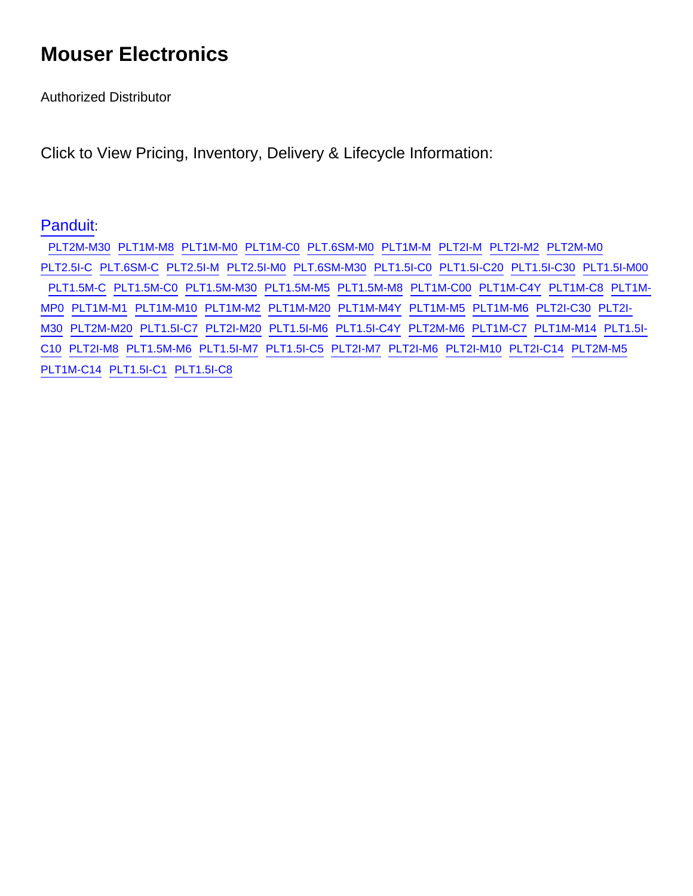# Mouser Electronics

Authorized Distributor

Click to View Pricing, Inventory, Delivery & Lifecycle Information:

Panduit:

PLT2M-M30 PLT1M-M8 PLT1M-M0 PLT1M-C0 PLT.6SM-M0 PLT1M-M PLT2I-M PLT2I-M2 PLT2M-M0 PLT2.5I-C PLT.6SM-C PLT2.5I-M PLT2.5I-M0 PLT.6SM-M30 PLT1.5I-C0 PLT1.5I-C20 PLT1.5I-C30 PLT1.5I-M00 PLT1.5M-C PLT1.5M-C0 PLT1.5M-M30 PLT1.5M-M5 PLT1.5M-M8 PLT1M-C00 PLT1M-C4Y PLT1M-C8 PLT1M-MP0 PLT1M-M1 PLT1M-M10 PLT1M-M2 PLT1M-M20 PLT1M-M4Y PLT1M-M5 PLT1M-M6 PLT2I-C30 PLT2I-M30 PLT2M-M20 PLT1.5I-C7 PLT2I-M20 PLT1.5I-M6 PLT1.5I-C4Y PLT2M-M6 PLT1M-C7 PLT1M-M14 PLT1.5I-C10 PLT2I-M8 PLT1.5M-M6 PLT1.5I-M7 PLT1.5I-C5 PLT2I-M7 PLT2I-M6 PLT2I-M10 PLT2I-C14 PLT2M-M5 PLT1M-C14 PLT1.5I-C1 PLT1.5I-C8